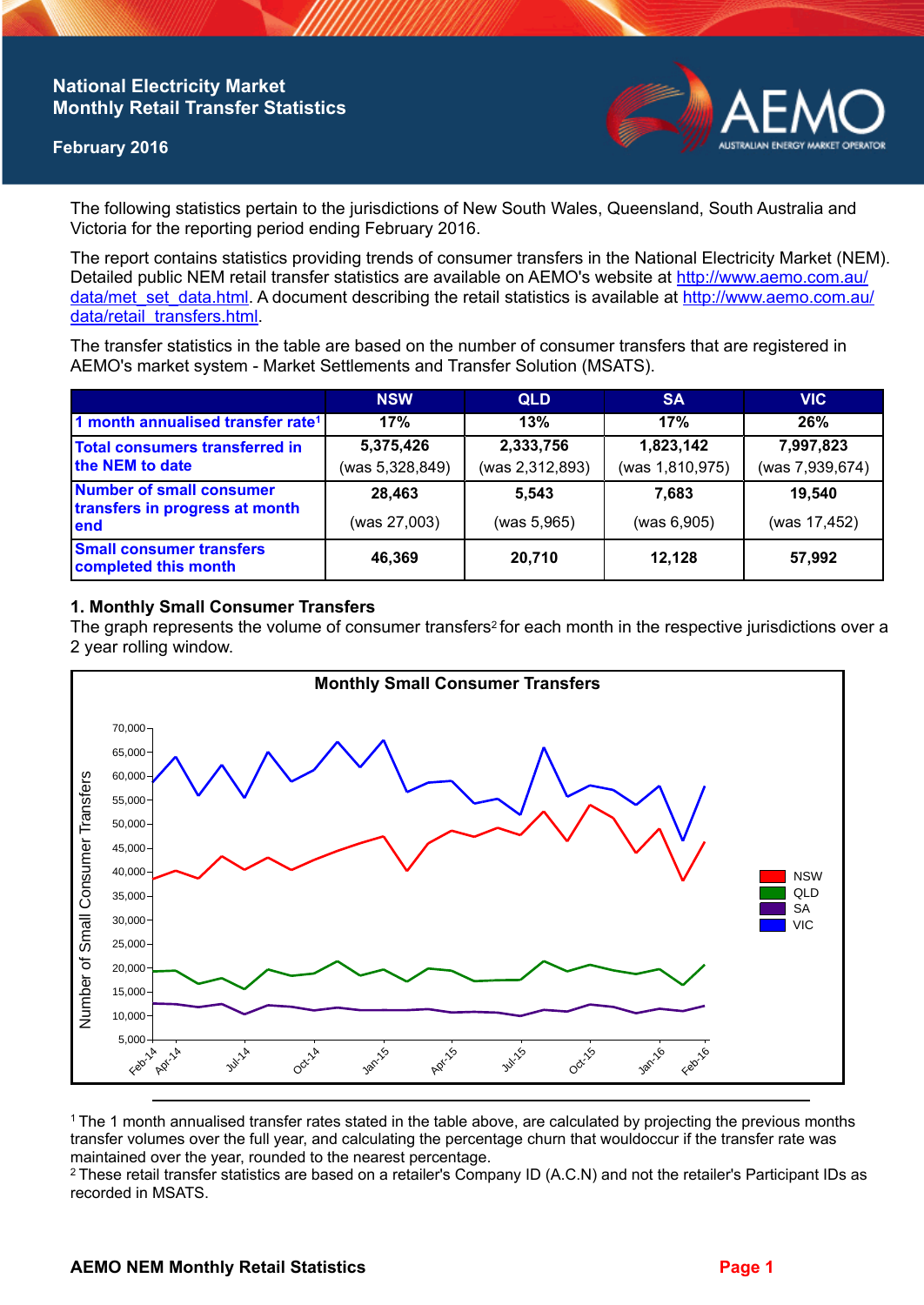# National Electricity Market
# Monthly Retail Transfer Statistics

**February 2016**

The following statistics pertain to the jurisdictions of New South Wales, Queensland, South Australia and Victoria for the reporting period ending February 2016.

The report contains statistics providing trends of consumer transfers in the National Electricity Market (NEM). Detailed public NEM retail transfer statistics are available on AEMO's website at http://www.aemo.com.au/data/met_set_data.html. A document describing the retail statistics is available at http://www.aemo.com.au/data/retail_transfers.html.

The transfer statistics in the table are based on the number of consumer transfers that are registered in AEMO's market system - Market Settlements and Transfer Solution (MSATS).

| | NSW | QLD | SA | VIC |
|---|---|---|---|---|
| 1 month annualised transfer rate[1] | 17% | 13% | 17% | 26% |
| Total consumers transferred in the NEM to date | 5,375,426 (was 5,328,849) | 2,333,756 (was 2,312,893) | 1,823,142 (was 1,810,975) | 7,997,823 (was 7,939,674) |
| Number of small consumer transfers in progress at month end | 28,463 (was 27,003) | 5,543 (was 5,965) | 7,683 (was 6,905) | 19,540 (was 17,452) |
| Small consumer transfers completed this month | 46,369 | 20,710 | 12,128 | 57,992 |

## 1. Monthly Small Consumer Transfers

The graph represents the volume of consumer transfers[2] for each month in the respective jurisdictions over a 2 year rolling window.

[1] The 1 month annualised transfer rates stated in the table above, are calculated by projecting the previous months transfer volumes over the full year, and calculating the percentage churn that wouldoccur if the transfer rate was maintained over the year, rounded to the nearest percentage.

[2] These retail transfer statistics are based on a retailer's Company ID (A.C.N) and not the retailer's Participant IDs as recorded in MSATS.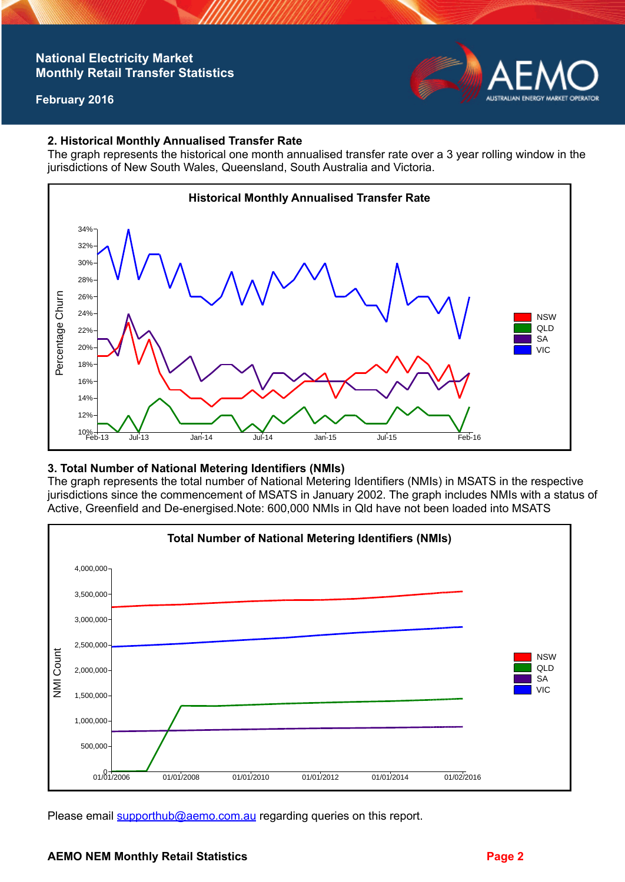National Electricity Market
Monthly Retail Transfer Statistics

February 2016

## 2. Historical Monthly Annualised Transfer Rate

The graph represents the historical one month annualised transfer rate over a 3 year rolling window in the jurisdictions of New South Wales, Queensland, South Australia and Victoria.

Historical Monthly Annualised Transfer Rate

Percentage Churn

34%
32%
30%
28%
26%
24%
22%
20%
18%
16%
14%
12%
10%

Feb-13
Jul-13
Jan-14
Jul-14
Jan-15
Jul-15
Feb-16

NSW
QLD
SA
VIC

## 3. Total Number of National Metering Identifiers (NMIs)

The graph represents the total number of National Metering Identifiers (NMIs) in MSATS in the respective jurisdictions since the commencement of MSATS in January 2002. The graph includes NMIs with a status of Active, Greenfield and De-energised.Note: 600,000 NMIs in Qld have not been loaded into MSATS

Total Number of National Metering Identifiers (NMIs)

NMI Count

4,000,000
3,500,000
3,000,000
2,500,000
2,000,000
1,500,000
1,000,000
500,000
0

01/01/2006
01/01/2008
01/01/2010
01/01/2012
01/01/2014
01/02/2016

NSW
QLD
SA
VIC

Please email supporthub@aemo.com.au regarding queries on this report.